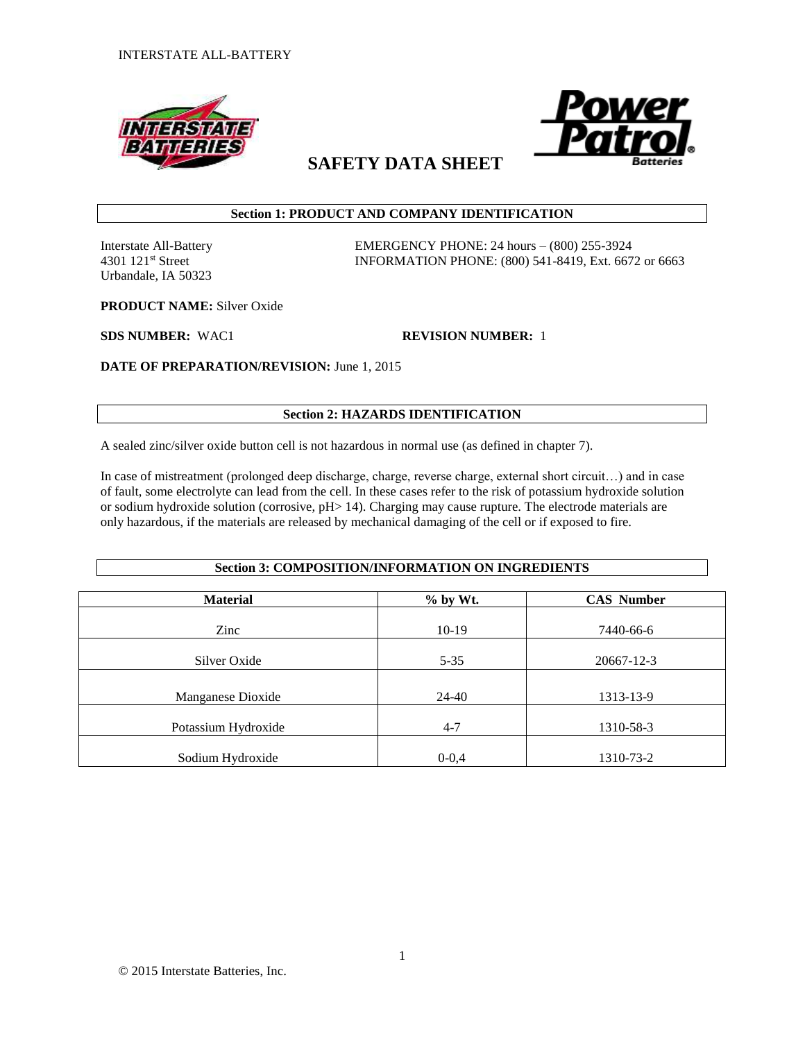INTERSTATE ALL-BATTERY

# SAFETY DATA SHEET

## Section 1: PRODUCT AND COMPANY IDENTIFICATION

Interstate All-Battery
4301 121st Street
Urbandale, IA 50323

EMERGENCY PHONE: 24 hours – (800) 255-3924
INFORMATION PHONE: (800) 541-8419, Ext. 6672 or 6663

**PRODUCT NAME:** Silver Oxide

**SDS NUMBER:** WAC1 **REVISION NUMBER:** 1

**DATE OF PREPARATION/REVISION:** June 1, 2015

## Section 2: HAZARDS IDENTIFICATION

A sealed zinc/silver oxide button cell is not hazardous in normal use (as defined in chapter 7).

In case of mistreatment (prolonged deep discharge, charge, reverse charge, external short circuit…) and in case of fault, some electrolyte can lead from the cell. In these cases refer to the risk of potassium hydroxide solution or sodium hydroxide solution (corrosive, pH> 14). Charging may cause rupture. The electrode materials are only hazardous, if the materials are released by mechanical damaging of the cell or if exposed to fire.

## Section 3: COMPOSITION/INFORMATION ON INGREDIENTS

| Material | % by Wt. | CAS Number |
|---|---|---|
| Zinc | 10-19 | 7440-66-6 |
| Silver Oxide | 5-35 | 20667-12-3 |
| Manganese Dioxide | 24-40 | 1313-13-9 |
| Potassium Hydroxide | 4-7 | 1310-58-3 |
| Sodium Hydroxide | 0-0,4 | 1310-73-2 |

© 2015 Interstate Batteries, Inc.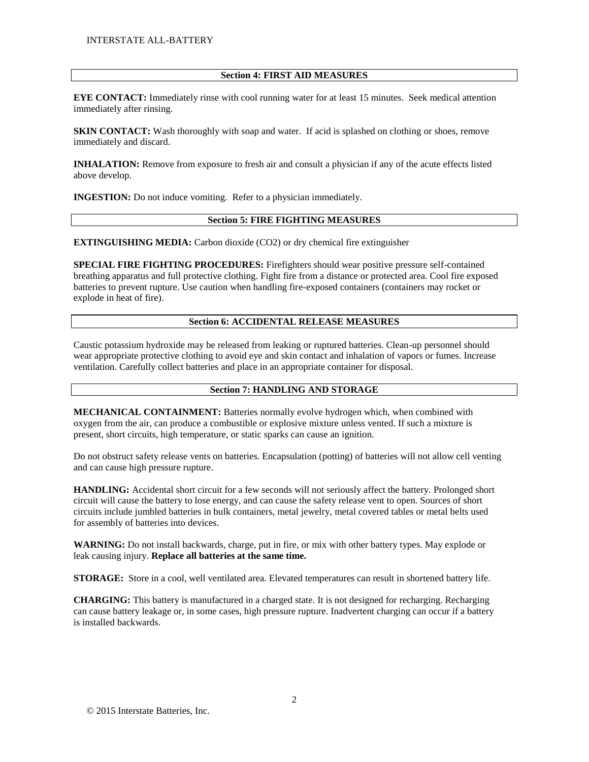## Section 4: FIRST AID MEASURES

**EYE CONTACT:** Immediately rinse with cool running water for at least 15 minutes. Seek medical attention immediately after rinsing.

**SKIN CONTACT:** Wash thoroughly with soap and water. If acid is splashed on clothing or shoes, remove immediately and discard.

**INHALATION:** Remove from exposure to fresh air and consult a physician if any of the acute effects listed above develop.

**INGESTION:** Do not induce vomiting. Refer to a physician immediately.

## Section 5: FIRE FIGHTING MEASURES

**EXTINGUISHING MEDIA:** Carbon dioxide ($CO_2$) or dry chemical fire extinguisher

**SPECIAL FIRE FIGHTING PROCEDURES:** Firefighters should wear positive pressure self-contained breathing apparatus and full protective clothing. Fight fire from a distance or protected area. Cool fire exposed batteries to prevent rupture. Use caution when handling fire-exposed containers (containers may rocket or explode in heat of fire).

## Section 6: ACCIDENTAL RELEASE MEASURES

Caustic potassium hydroxide may be released from leaking or ruptured batteries. Clean-up personnel should wear appropriate protective clothing to avoid eye and skin contact and inhalation of vapors or fumes. Increase ventilation. Carefully collect batteries and place in an appropriate container for disposal.

## Section 7: HANDLING AND STORAGE

**MECHANICAL CONTAINMENT:** Batteries normally evolve hydrogen which, when combined with oxygen from the air, can produce a combustible or explosive mixture unless vented. If such a mixture is present, short circuits, high temperature, or static sparks can cause an ignition.

Do not obstruct safety release vents on batteries. Encapsulation (potting) of batteries will not allow cell venting and can cause high pressure rupture.

**HANDLING:** Accidental short circuit for a few seconds will not seriously affect the battery. Prolonged short circuit will cause the battery to lose energy, and can cause the safety release vent to open. Sources of short circuits include jumbled batteries in bulk containers, metal jewelry, metal covered tables or metal belts used for assembly of batteries into devices.

**WARNING:** Do not install backwards, charge, put in fire, or mix with other battery types. May explode or leak causing injury. **Replace all batteries at the same time.**

**STORAGE:** Store in a cool, well ventilated area. Elevated temperatures can result in shortened battery life.

**CHARGING:** This battery is manufactured in a charged state. It is not designed for recharging. Recharging can cause battery leakage or, in some cases, high pressure rupture. Inadvertent charging can occur if a battery is installed backwards.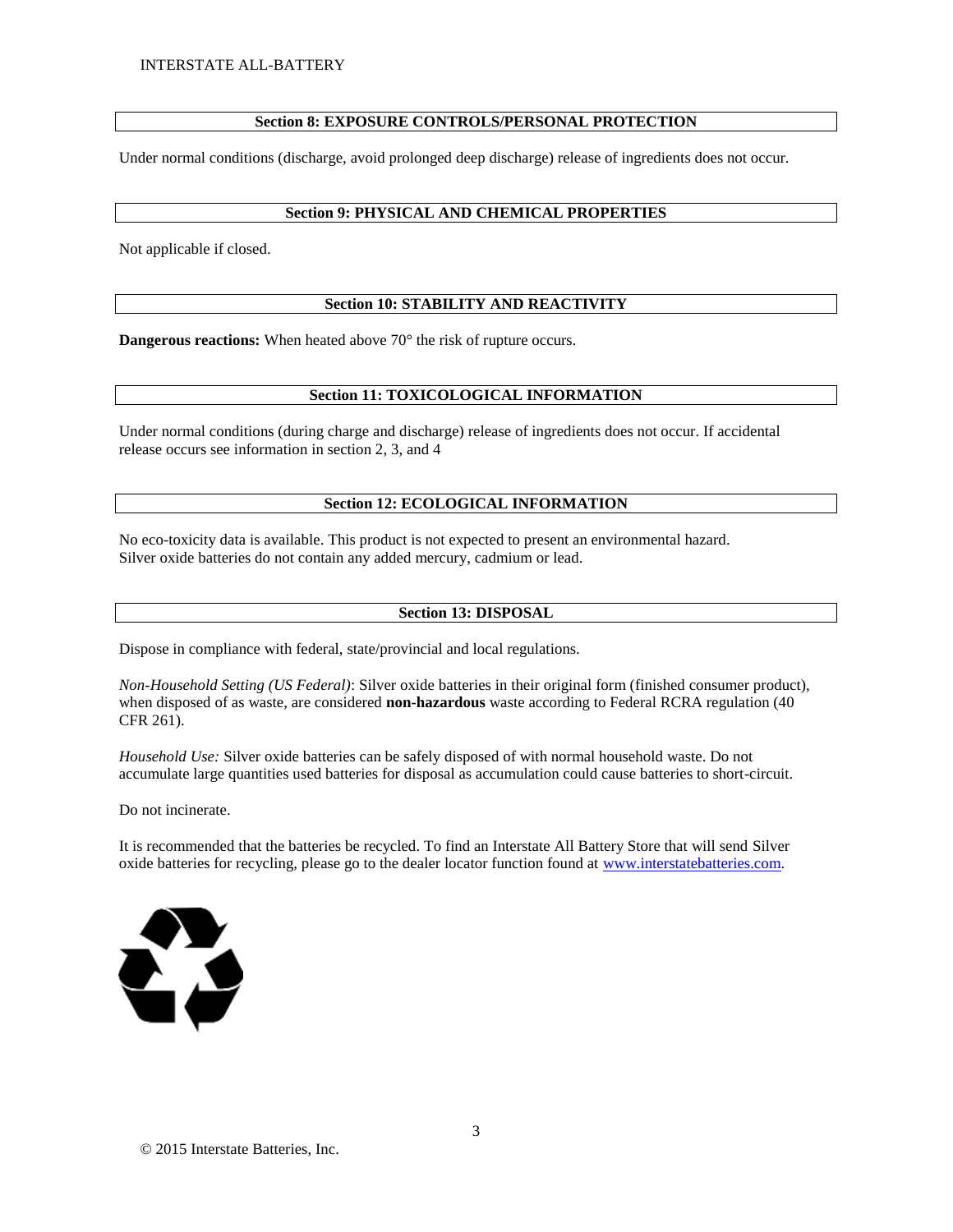## Section 8: EXPOSURE CONTROLS/PERSONAL PROTECTION

Under normal conditions (discharge, avoid prolonged deep discharge) release of ingredients does not occur.

## Section 9: PHYSICAL AND CHEMICAL PROPERTIES

Not applicable if closed.

## Section 10: STABILITY AND REACTIVITY

**Dangerous reactions:** When heated above 70° the risk of rupture occurs.

## Section 11: TOXICOLOGICAL INFORMATION

Under normal conditions (during charge and discharge) release of ingredients does not occur. If accidental release occurs see information in section 2, 3, and 4

## Section 12: ECOLOGICAL INFORMATION

No eco-toxicity data is available. This product is not expected to present an environmental hazard.
Silver oxide batteries do not contain any added mercury, cadmium or lead.

## Section 13: DISPOSAL

Dispose in compliance with federal, state/provincial and local regulations.

*Non-Household Setting (US Federal)*: Silver oxide batteries in their original form (finished consumer product), when disposed of as waste, are considered **non-hazardous** waste according to Federal RCRA regulation (40 CFR 261).

*Household Use:* Silver oxide batteries can be safely disposed of with normal household waste. Do not accumulate large quantities used batteries for disposal as accumulation could cause batteries to short-circuit.

Do not incinerate.

It is recommended that the batteries be recycled. To find an Interstate All Battery Store that will send Silver oxide batteries for recycling, please go to the dealer locator function found at www.interstatebatteries.com.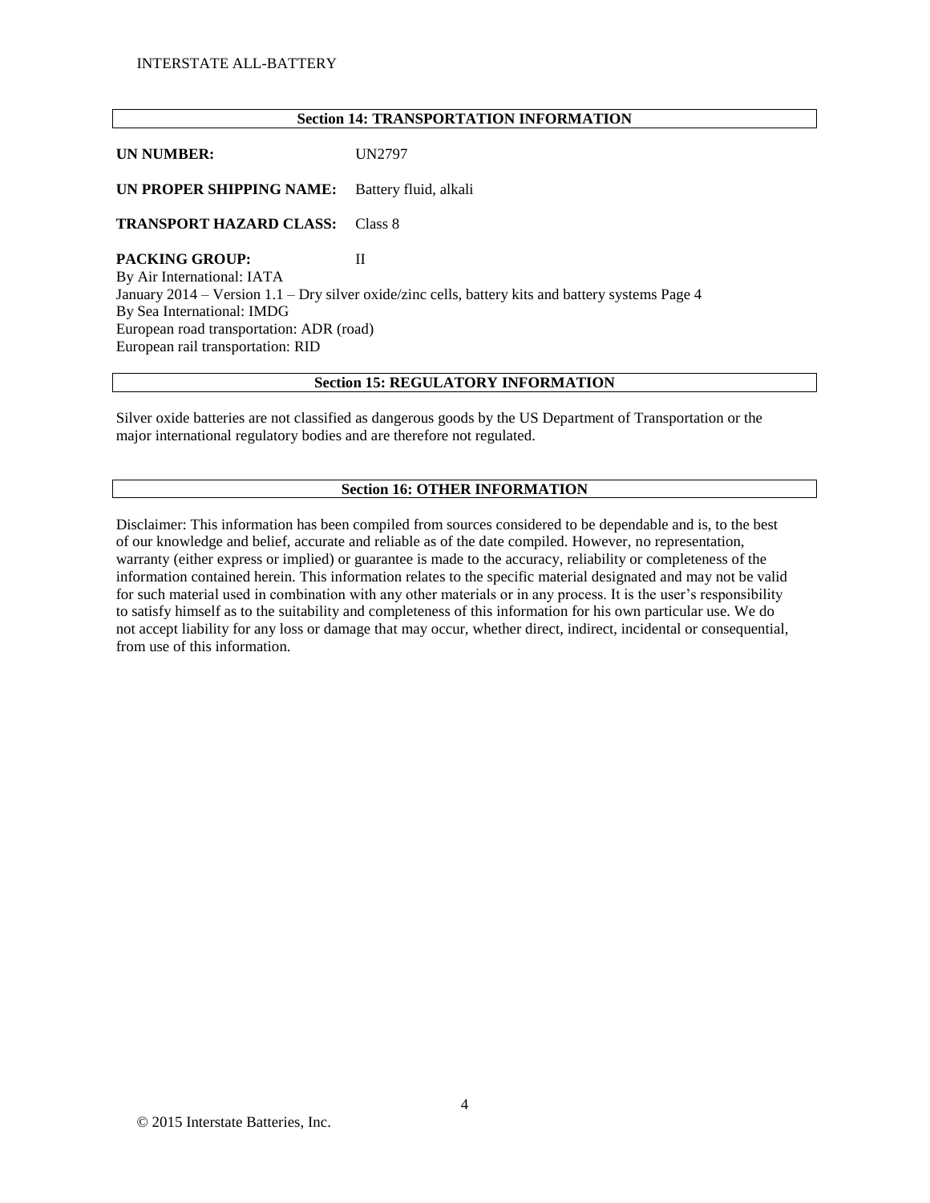## Section 14: TRANSPORTATION INFORMATION

**UN NUMBER:** UN2797

**UN PROPER SHIPPING NAME:** Battery fluid, alkali

**TRANSPORT HAZARD CLASS:** Class 8

**PACKING GROUP:** II

By Air International: IATA

January 2014 – Version 1.1 – Dry silver oxide/zinc cells, battery kits and battery systems Page 4

By Sea International: IMDG

European road transportation: ADR (road)

European rail transportation: RID

## Section 15: REGULATORY INFORMATION

Silver oxide batteries are not classified as dangerous goods by the US Department of Transportation or the major international regulatory bodies and are therefore not regulated.

## Section 16: OTHER INFORMATION

Disclaimer: This information has been compiled from sources considered to be dependable and is, to the best of our knowledge and belief, accurate and reliable as of the date compiled. However, no representation, warranty (either express or implied) or guarantee is made to the accuracy, reliability or completeness of the information contained herein. This information relates to the specific material designated and may not be valid for such material used in combination with any other materials or in any process. It is the user's responsibility to satisfy himself as to the suitability and completeness of this information for his own particular use. We do not accept liability for any loss or damage that may occur, whether direct, indirect, incidental or consequential, from use of this information.

© 2015 Interstate Batteries, Inc.